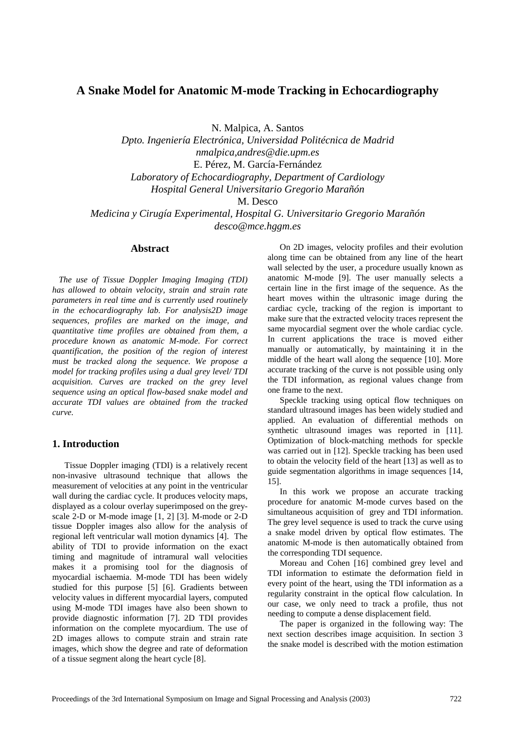# A Snake Model for Anatomic M-mode Tracking in Echocardiography

N. Malpica, A. Santos
*Dpto. Ingeniería Electrónica, Universidad Politécnica de Madrid*
*nmalpica,andres@die.upm.es*
E. Pérez, M. García-Fernández
*Laboratory of Echocardiography, Department of Cardiology*
*Hospital General Universitario Gregorio Marañón*
M. Desco
*Medicina y Cirugía Experimental, Hospital G. Universitario Gregorio Marañón*
*desco@mce.hggm.es*

## Abstract

*The use of Tissue Doppler Imaging Imaging (TDI) has allowed to obtain velocity, strain and strain rate parameters in real time and is currently used routinely in the echocardiography lab. For analysis2D image sequences, profiles are marked on the image, and quantitative time profiles are obtained from them, a procedure known as anatomic M-mode. For correct quantification, the position of the region of interest must be tracked along the sequence. We propose a model for tracking profiles using a dual grey level/ TDI acquisition. Curves are tracked on the grey level sequence using an optical flow-based snake model and accurate TDI values are obtained from the tracked curve.*

## 1. Introduction

Tissue Doppler imaging (TDI) is a relatively recent non-invasive ultrasound technique that allows the measurement of velocities at any point in the ventricular wall during the cardiac cycle. It produces velocity maps, displayed as a colour overlay superimposed on the grey-scale 2-D or M-mode image [1, 2] [3]. M-mode or 2-D tissue Doppler images also allow for the analysis of regional left ventricular wall motion dynamics [4]. The ability of TDI to provide information on the exact timing and magnitude of intramural wall velocities makes it a promising tool for the diagnosis of myocardial ischaemia. M-mode TDI has been widely studied for this purpose [5] [6]. Gradients between velocity values in different myocardial layers, computed using M-mode TDI images have also been shown to provide diagnostic information [7]. 2D TDI provides information on the complete myocardium. The use of 2D images allows to compute strain and strain rate images, which show the degree and rate of deformation of a tissue segment along the heart cycle [8].

On 2D images, velocity profiles and their evolution along time can be obtained from any line of the heart wall selected by the user, a procedure usually known as anatomic M-mode [9]. The user manually selects a certain line in the first image of the sequence. As the heart moves within the ultrasonic image during the cardiac cycle, tracking of the region is important to make sure that the extracted velocity traces represent the same myocardial segment over the whole cardiac cycle. In current applications the trace is moved either manually or automatically, by maintaining it in the middle of the heart wall along the sequence [10]. More accurate tracking of the curve is not possible using only the TDI information, as regional values change from one frame to the next.

Speckle tracking using optical flow techniques on standard ultrasound images has been widely studied and applied. An evaluation of differential methods on synthetic ultrasound images was reported in [11]. Optimization of block-matching methods for speckle was carried out in [12]. Speckle tracking has been used to obtain the velocity field of the heart [13] as well as to guide segmentation algorithms in image sequences [14, 15].

In this work we propose an accurate tracking procedure for anatomic M-mode curves based on the simultaneous acquisition of grey and TDI information. The grey level sequence is used to track the curve using a snake model driven by optical flow estimates. The anatomic M-mode is then automatically obtained from the corresponding TDI sequence.

Moreau and Cohen [16] combined grey level and TDI information to estimate the deformation field in every point of the heart, using the TDI information as a regularity constraint in the optical flow calculation. In our case, we only need to track a profile, thus not needing to compute a dense displacement field.

The paper is organized in the following way: The next section describes image acquisition. In section 3 the snake model is described with the motion estimation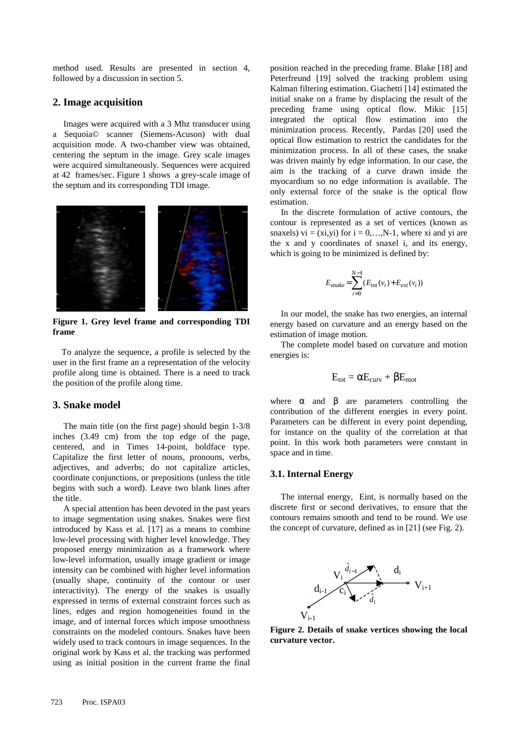method used. Results are presented in section 4, followed by a discussion in section 5.

## 2. Image acquisition

Images were acquired with a 3 Mhz transducer using a Sequoia© scanner (Siemens-Acuson) with dual acquisition mode. A two-chamber view was obtained, centering the septum in the image. Grey scale images were acquired simultaneously. Sequences were acquired at 42 frames/sec. Figure 1 shows a grey-scale image of the septum and its corresponding TDI image.

**Figure 1. Grey level frame and corresponding TDI frame**

To analyze the sequence, a profile is selected by the user in the first frame an a representation of the velocity profile along time is obtained. There is a need to track the position of the profile along time.

## 3. Snake model

The main title (on the first page) should begin 1-3/8 inches (3.49 cm) from the top edge of the page, centered, and in Times 14-point, boldface type. Capitalize the first letter of nouns, pronouns, verbs, adjectives, and adverbs; do not capitalize articles, coordinate conjunctions, or prepositions (unless the title begins with such a word). Leave two blank lines after the title.

A special attention has been devoted in the past years to image segmentation using snakes. Snakes were first introduced by Kass et al. [17] as a means to combine low-level processing with higher level knowledge. They proposed energy minimization as a framework where low-level information, usually image gradient or image intensity can be combined with higher level information (usually shape, continuity of the contour or user interactivity). The energy of the snakes is usually expressed in terms of external constraint forces such as lines, edges and region homogeneities found in the image, and of internal forces which impose smoothness constraints on the modeled contours. Snakes have been widely used to track contours in image sequences. In the original work by Kass et al. the tracking was performed using as initial position in the current frame the final position reached in the preceding frame. Blake [18] and Peterfreund [19] solved the tracking problem using Kalman filtering estimation. Giachetti [14] estimated the initial snake on a frame by displacing the result of the preceding frame using optical flow. Mikic [15] integrated the optical flow estimation into the minimization process. Recently, Pardas [20] used the optical flow estimation to restrict the candidates for the minimization process. In all of these cases, the snake was driven mainly by edge information. In our case, the aim is the tracking of a curve drawn inside the myocardium so no edge information is available. The only external force of the snake is the optical flow estimation.

In the discrete formulation of active contours, the contour is represented as a set of vertices (known as snaxels) $v_i = (x_i,y_i)$ for $i = 0,\ldots,N-1$, where $x_i$ and $y_i$ are the x and y coordinates of snaxel i, and its energy, which is going to be minimized is defined by:

$$E_{snake} = \sum_{i=0}^{N-1} (E_{\text{int}}(v_i) + E_{ext}(v_i))$$

In our model, the snake has two energies, an internal energy based on curvature and an energy based on the estimation of image motion.

The complete model based on curvature and motion energies is:

$$E_{tot} = \alpha E_{curv} + \beta E_{mot}$$

where $\alpha$ and $\beta$ are parameters controlling the contribution of the different energies in every point. Parameters can be different in every point depending, for instance on the quality of the correlation at that point. In this work both parameters were constant in space and in time.

### 3.1. Internal Energy

The internal energy, Eint, is normally based on the discrete first or second derivatives, to ensure that the contours remains smooth and tend to be round. We use the concept of curvature, defined as in [21] (see Fig. 2).

**Figure 2. Details of snake vertices showing the local curvature vector.**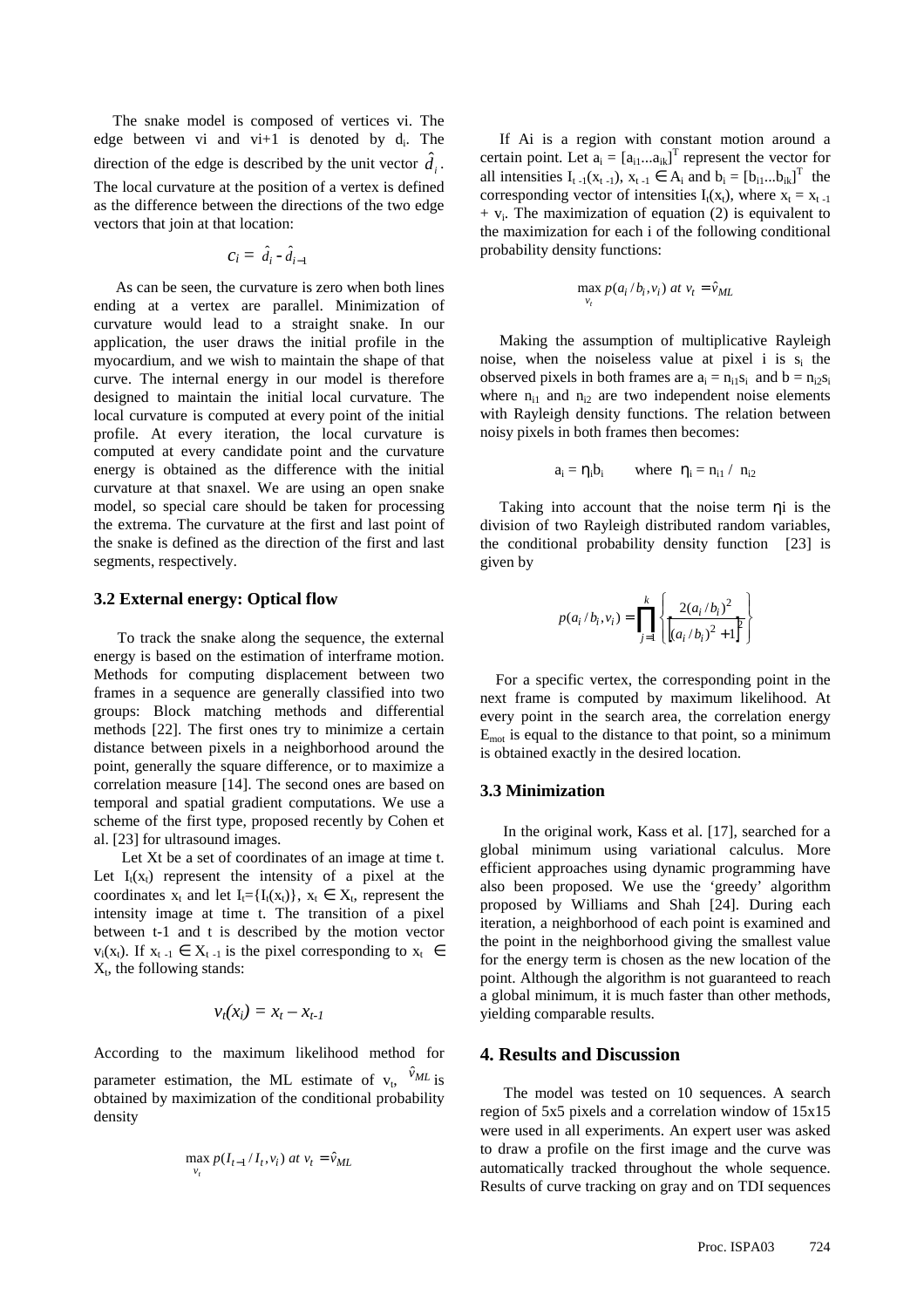The snake model is composed of vertices vi. The edge between vi and vi+1 is denoted by $d_i$. The direction of the edge is described by the unit vector $\hat{d}_i$. The local curvature at the position of a vertex is defined as the difference between the directions of the two edge vectors that join at that location:

$$c_i = \hat{d}_i - \hat{d}_{i-1}$$

As can be seen, the curvature is zero when both lines ending at a vertex are parallel. Minimization of curvature would lead to a straight snake. In our application, the user draws the initial profile in the myocardium, and we wish to maintain the shape of that curve. The internal energy in our model is therefore designed to maintain the initial local curvature. The local curvature is computed at every point of the initial profile. At every iteration, the local curvature is computed at every candidate point and the curvature energy is obtained as the difference with the initial curvature at that snaxel. We are using an open snake model, so special care should be taken for processing the extrema. The curvature at the first and last point of the snake is defined as the direction of the first and last segments, respectively.

### 3.2 External energy: Optical flow

To track the snake along the sequence, the external energy is based on the estimation of interframe motion. Methods for computing displacement between two frames in a sequence are generally classified into two groups: Block matching methods and differential methods [22]. The first ones try to minimize a certain distance between pixels in a neighborhood around the point, generally the square difference, or to maximize a correlation measure [14]. The second ones are based on temporal and spatial gradient computations. We use a scheme of the first type, proposed recently by Cohen et al. [23] for ultrasound images.

Let Xt be a set of coordinates of an image at time t. Let $I_t(x_t)$ represent the intensity of a pixel at the coordinates $x_t$ and let $I_t=\{I_t(x_t)\}$, $x_t \in X_t$, represent the intensity image at time t. The transition of a pixel between t-1 and t is described by the motion vector $v_i(x_t)$. If $x_{t-1} \in X_{t-1}$ is the pixel corresponding to $x_t \in X_t$, the following stands:

$$v_t(x_i) = x_t - x_{t-1}$$

According to the maximum likelihood method for parameter estimation, the ML estimate of $v_t$, $\hat{v}_{ML}$ is obtained by maximization of the conditional probability density

$$\max_{v_t} p(I_{t-1}/I_t, v_i) \text{ at } v_t = \hat{v}_{ML}$$

If Ai is a region with constant motion around a certain point. Let $a_i = [a_{i1}...a_{ik}]^T$ represent the vector for all intensities $I_{t-1}(x_{t-1})$, $x_{t-1} \in A_i$ and $b_i = [b_{i1}...b_{ik}]^T$ the corresponding vector of intensities $I_t(x_t)$, where $x_t = x_{t-1} + v_i$. The maximization of equation (2) is equivalent to the maximization for each i of the following conditional probability density functions:

$$\max_{v_t} p(a_i/b_i, v_i) \text{ at } v_t = \hat{v}_{ML}$$

Making the assumption of multiplicative Rayleigh noise, when the noiseless value at pixel i is $s_i$ the observed pixels in both frames are $a_i = n_{i1}s_i$ and $b = n_{i2}s_i$ where $n_{i1}$ and $n_{i2}$ are two independent noise elements with Rayleigh density functions. The relation between noisy pixels in both frames then becomes:

$$a_i = \eta_i b_i \qquad \text{where } \eta_i = n_{i1} / n_{i2}$$

Taking into account that the noise term ηi is the division of two Rayleigh distributed random variables, the conditional probability density function [23] is given by

$$p(a_i/b_i, v_i) = \prod_{j=1}^{k} \left\{ \frac{2(a_i/b_i)^2}{\left[(a_i/b_i)^2 + 1\right]^2} \right\}$$

For a specific vertex, the corresponding point in the next frame is computed by maximum likelihood. At every point in the search area, the correlation energy $E_{mot}$ is equal to the distance to that point, so a minimum is obtained exactly in the desired location.

### 3.3 Minimization

In the original work, Kass et al. [17], searched for a global minimum using variational calculus. More efficient approaches using dynamic programming have also been proposed. We use the 'greedy' algorithm proposed by Williams and Shah [24]. During each iteration, a neighborhood of each point is examined and the point in the neighborhood giving the smallest value for the energy term is chosen as the new location of the point. Although the algorithm is not guaranteed to reach a global minimum, it is much faster than other methods, yielding comparable results.

## 4. Results and Discussion

The model was tested on 10 sequences. A search region of 5x5 pixels and a correlation window of 15x15 were used in all experiments. An expert user was asked to draw a profile on the first image and the curve was automatically tracked throughout the whole sequence. Results of curve tracking on gray and on TDI sequences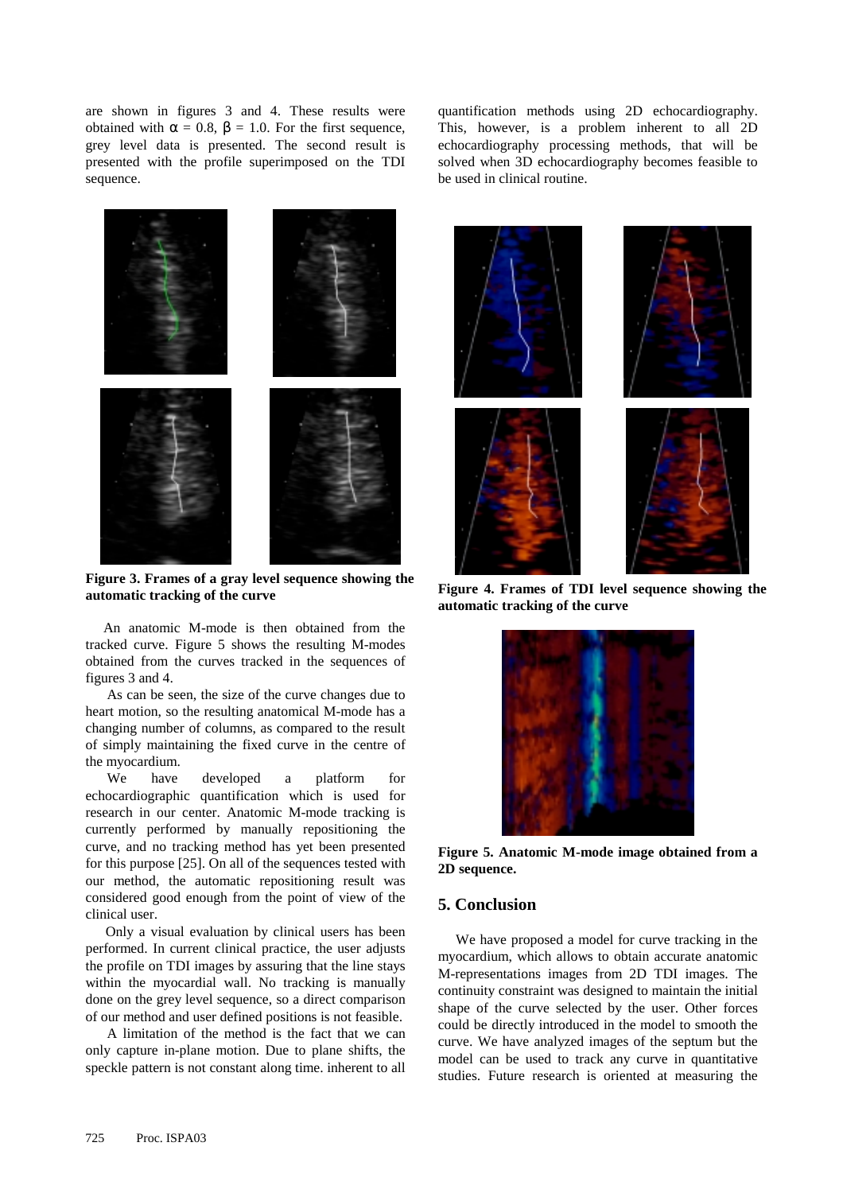are shown in figures 3 and 4. These results were obtained with $\alpha = 0.8$, $\beta = 1.0$. For the first sequence, grey level data is presented. The second result is presented with the profile superimposed on the TDI sequence.

**Figure 3. Frames of a gray level sequence showing the automatic tracking of the curve**

An anatomic M-mode is then obtained from the tracked curve. Figure 5 shows the resulting M-modes obtained from the curves tracked in the sequences of figures 3 and 4.

As can be seen, the size of the curve changes due to heart motion, so the resulting anatomical M-mode has a changing number of columns, as compared to the result of simply maintaining the fixed curve in the centre of the myocardium.

We have developed a platform for echocardiographic quantification which is used for research in our center. Anatomic M-mode tracking is currently performed by manually repositioning the curve, and no tracking method has yet been presented for this purpose [25]. On all of the sequences tested with our method, the automatic repositioning result was considered good enough from the point of view of the clinical user.

Only a visual evaluation by clinical users has been performed. In current clinical practice, the user adjusts the profile on TDI images by assuring that the line stays within the myocardial wall. No tracking is manually done on the grey level sequence, so a direct comparison of our method and user defined positions is not feasible.

A limitation of the method is the fact that we can only capture in-plane motion. Due to plane shifts, the speckle pattern is not constant along time. inherent to all quantification methods using 2D echocardiography. This, however, is a problem inherent to all 2D echocardiography processing methods, that will be solved when 3D echocardiography becomes feasible to be used in clinical routine.

**Figure 4. Frames of TDI level sequence showing the automatic tracking of the curve**

**Figure 5. Anatomic M-mode image obtained from a 2D sequence.**

## 5. Conclusion

We have proposed a model for curve tracking in the myocardium, which allows to obtain accurate anatomic M-representations images from 2D TDI images. The continuity constraint was designed to maintain the initial shape of the curve selected by the user. Other forces could be directly introduced in the model to smooth the curve. We have analyzed images of the septum but the model can be used to track any curve in quantitative studies. Future research is oriented at measuring the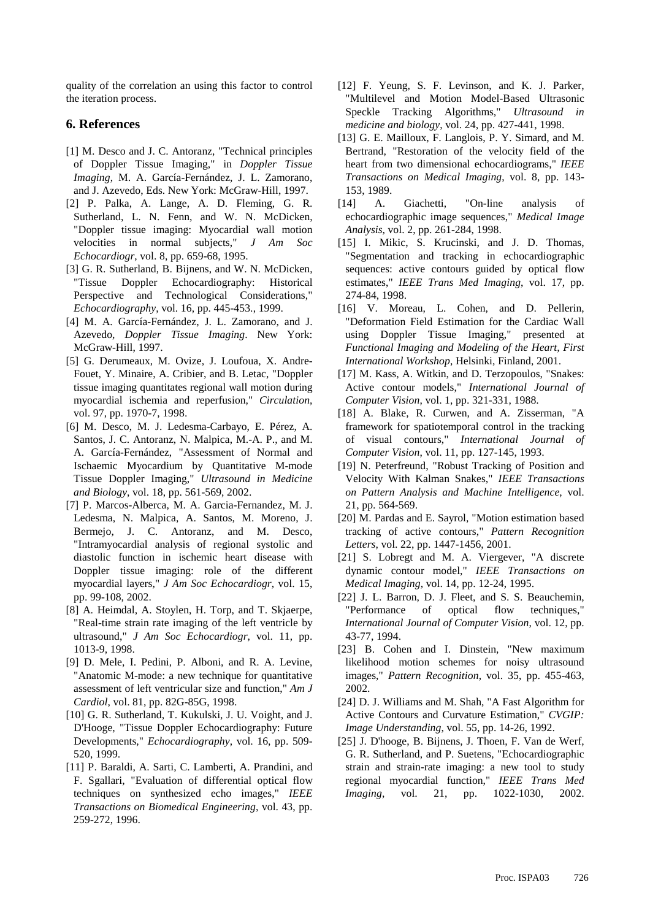quality of the correlation an using this factor to control the iteration process.

## 6. References

[1] M. Desco and J. C. Antoranz, "Technical principles of Doppler Tissue Imaging," in *Doppler Tissue Imaging*, M. A. García-Fernández, J. L. Zamorano, and J. Azevedo, Eds. New York: McGraw-Hill, 1997.

[2] P. Palka, A. Lange, A. D. Fleming, G. R. Sutherland, L. N. Fenn, and W. N. McDicken, "Doppler tissue imaging: Myocardial wall motion velocities in normal subjects," *J Am Soc Echocardiogr*, vol. 8, pp. 659-68, 1995.

[3] G. R. Sutherland, B. Bijnens, and W. N. McDicken, "Tissue Doppler Echocardiography: Historical Perspective and Technological Considerations," *Echocardiography*, vol. 16, pp. 445-453., 1999.

[4] M. A. García-Fernández, J. L. Zamorano, and J. Azevedo, *Doppler Tissue Imaging*. New York: McGraw-Hill, 1997.

[5] G. Derumeaux, M. Ovize, J. Loufoua, X. Andre-Fouet, Y. Minaire, A. Cribier, and B. Letac, "Doppler tissue imaging quantitates regional wall motion during myocardial ischemia and reperfusion," *Circulation*, vol. 97, pp. 1970-7, 1998.

[6] M. Desco, M. J. Ledesma-Carbayo, E. Pérez, A. Santos, J. C. Antoranz, N. Malpica, M.-A. P., and M. A. García-Fernández, "Assessment of Normal and Ischaemic Myocardium by Quantitative M-mode Tissue Doppler Imaging," *Ultrasound in Medicine and Biology*, vol. 18, pp. 561-569, 2002.

[7] P. Marcos-Alberca, M. A. Garcia-Fernandez, M. J. Ledesma, N. Malpica, A. Santos, M. Moreno, J. Bermejo, J. C. Antoranz, and M. Desco, "Intramyocardial analysis of regional systolic and diastolic function in ischemic heart disease with Doppler tissue imaging: role of the different myocardial layers," *J Am Soc Echocardiogr*, vol. 15, pp. 99-108, 2002.

[8] A. Heimdal, A. Stoylen, H. Torp, and T. Skjaerpe, "Real-time strain rate imaging of the left ventricle by ultrasound," *J Am Soc Echocardiogr*, vol. 11, pp. 1013-9, 1998.

[9] D. Mele, I. Pedini, P. Alboni, and R. A. Levine, "Anatomic M-mode: a new technique for quantitative assessment of left ventricular size and function," *Am J Cardiol*, vol. 81, pp. 82G-85G, 1998.

[10] G. R. Sutherland, T. Kukulski, J. U. Voight, and J. D'Hooge, "Tissue Doppler Echocardiography: Future Developments," *Echocardiography*, vol. 16, pp. 509-520, 1999.

[11] P. Baraldi, A. Sarti, C. Lamberti, A. Prandini, and F. Sgallari, "Evaluation of differential optical flow techniques on synthesized echo images," *IEEE Transactions on Biomedical Engineering*, vol. 43, pp. 259-272, 1996.

[12] F. Yeung, S. F. Levinson, and K. J. Parker, "Multilevel and Motion Model-Based Ultrasonic Speckle Tracking Algorithms," *Ultrasound in medicine and biology*, vol. 24, pp. 427-441, 1998.

[13] G. E. Mailloux, F. Langlois, P. Y. Simard, and M. Bertrand, "Restoration of the velocity field of the heart from two dimensional echocardiograms," *IEEE Transactions on Medical Imaging*, vol. 8, pp. 143-153, 1989.

[14] A. Giachetti, "On-line analysis of echocardiographic image sequences," *Medical Image Analysis*, vol. 2, pp. 261-284, 1998.

[15] I. Mikic, S. Krucinski, and J. D. Thomas, "Segmentation and tracking in echocardiographic sequences: active contours guided by optical flow estimates," *IEEE Trans Med Imaging*, vol. 17, pp. 274-84, 1998.

[16] V. Moreau, L. Cohen, and D. Pellerin, "Deformation Field Estimation for the Cardiac Wall using Doppler Tissue Imaging," presented at *Functional Imaging and Modeling of the Heart, First International Workshop*, Helsinki, Finland, 2001.

[17] M. Kass, A. Witkin, and D. Terzopoulos, "Snakes: Active contour models," *International Journal of Computer Vision*, vol. 1, pp. 321-331, 1988.

[18] A. Blake, R. Curwen, and A. Zisserman, "A framework for spatiotemporal control in the tracking of visual contours," *International Journal of Computer Vision*, vol. 11, pp. 127-145, 1993.

[19] N. Peterfreund, "Robust Tracking of Position and Velocity With Kalman Snakes," *IEEE Transactions on Pattern Analysis and Machine Intelligence*, vol. 21, pp. 564-569.

[20] M. Pardas and E. Sayrol, "Motion estimation based tracking of active contours," *Pattern Recognition Letters*, vol. 22, pp. 1447-1456, 2001.

[21] S. Lobregt and M. A. Viergever, "A discrete dynamic contour model," *IEEE Transactions on Medical Imaging*, vol. 14, pp. 12-24, 1995.

[22] J. L. Barron, D. J. Fleet, and S. S. Beauchemin, "Performance of optical flow techniques," *International Journal of Computer Vision*, vol. 12, pp. 43-77, 1994.

[23] B. Cohen and I. Dinstein, "New maximum likelihood motion schemes for noisy ultrasound images," *Pattern Recognition*, vol. 35, pp. 455-463, 2002.

[24] D. J. Williams and M. Shah, "A Fast Algorithm for Active Contours and Curvature Estimation," *CVGIP: Image Understanding*, vol. 55, pp. 14-26, 1992.

[25] J. D'hooge, B. Bijnens, J. Thoen, F. Van de Werf, G. R. Sutherland, and P. Suetens, "Echocardiographic strain and strain-rate imaging: a new tool to study regional myocardial function," *IEEE Trans Med Imaging*, vol. 21, pp. 1022-1030, 2002.